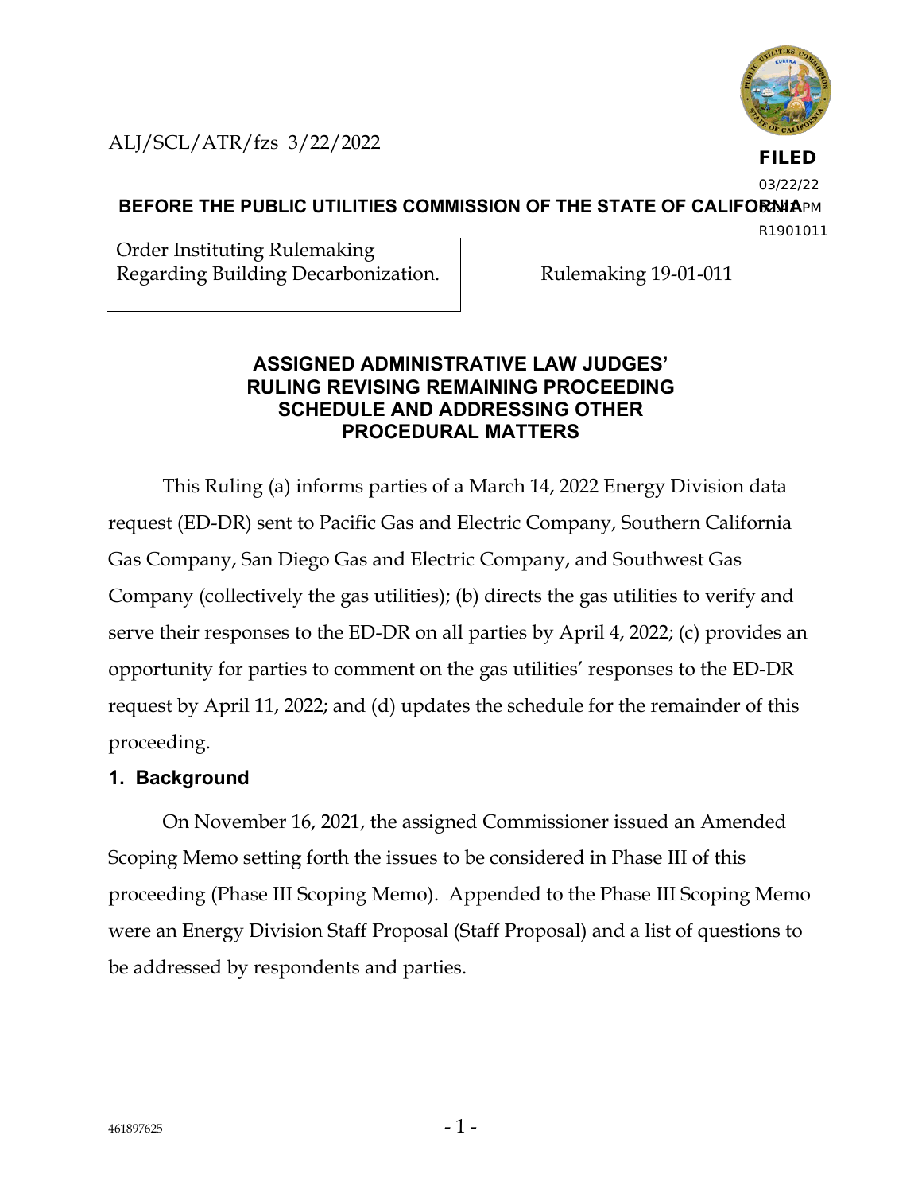ALJ/SCL/ATR/fzs 3/22/2022

**FILED**
03/22/22
02:42 PM
R1901011

**BEFORE THE PUBLIC UTILITIES COMMISSION OF THE STATE OF CALIFORNIA**

| Order Instituting Rulemaking Regarding Building Decarbonization. | Rulemaking 19-01-011 |
|---|---|

## ASSIGNED ADMINISTRATIVE LAW JUDGES' RULING REVISING REMAINING PROCEEDING SCHEDULE AND ADDRESSING OTHER PROCEDURAL MATTERS

This Ruling (a) informs parties of a March 14, 2022 Energy Division data request (ED-DR) sent to Pacific Gas and Electric Company, Southern California Gas Company, San Diego Gas and Electric Company, and Southwest Gas Company (collectively the gas utilities); (b) directs the gas utilities to verify and serve their responses to the ED-DR on all parties by April 4, 2022; (c) provides an opportunity for parties to comment on the gas utilities' responses to the ED-DR request by April 11, 2022; and (d) updates the schedule for the remainder of this proceeding.

### 1. Background

On November 16, 2021, the assigned Commissioner issued an Amended Scoping Memo setting forth the issues to be considered in Phase III of this proceeding (Phase III Scoping Memo). Appended to the Phase III Scoping Memo were an Energy Division Staff Proposal (Staff Proposal) and a list of questions to be addressed by respondents and parties.

461897625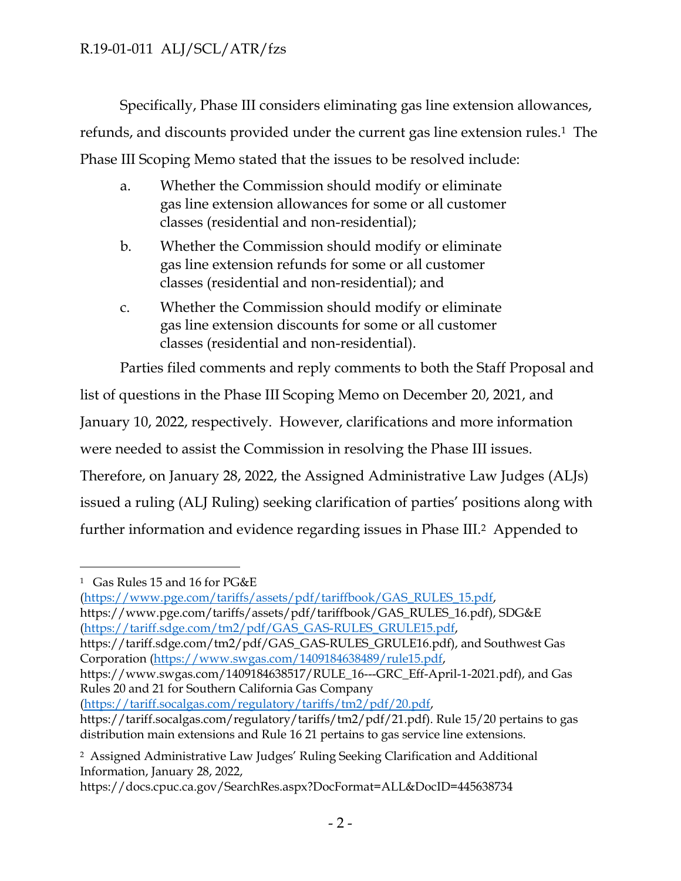Specifically, Phase III considers eliminating gas line extension allowances, refunds, and discounts provided under the current gas line extension rules.[1] The Phase III Scoping Memo stated that the issues to be resolved include:

a. Whether the Commission should modify or eliminate gas line extension allowances for some or all customer classes (residential and non-residential);

b. Whether the Commission should modify or eliminate gas line extension refunds for some or all customer classes (residential and non-residential); and

c. Whether the Commission should modify or eliminate gas line extension discounts for some or all customer classes (residential and non-residential).

Parties filed comments and reply comments to both the Staff Proposal and list of questions in the Phase III Scoping Memo on December 20, 2021, and January 10, 2022, respectively. However, clarifications and more information were needed to assist the Commission in resolving the Phase III issues. Therefore, on January 28, 2022, the Assigned Administrative Law Judges (ALJs) issued a ruling (ALJ Ruling) seeking clarification of parties' positions along with further information and evidence regarding issues in Phase III.[2] Appended to

---

[1] Gas Rules 15 and 16 for PG&E (https://www.pge.com/tariffs/assets/pdf/tariffbook/GAS_RULES_15.pdf, https://www.pge.com/tariffs/assets/pdf/tariffbook/GAS_RULES_16.pdf), SDG&E (https://tariff.sdge.com/tm2/pdf/GAS_GAS-RULES_GRULE15.pdf, https://tariff.sdge.com/tm2/pdf/GAS_GAS-RULES_GRULE16.pdf), and Southwest Gas Corporation (https://www.swgas.com/1409184638489/rule15.pdf, https://www.swgas.com/1409184638517/RULE_16---GRC_Eff-April-1-2021.pdf), and Gas Rules 20 and 21 for Southern California Gas Company (https://tariff.socalgas.com/regulatory/tariffs/tm2/pdf/20.pdf, https://tariff.socalgas.com/regulatory/tariffs/tm2/pdf/21.pdf). Rule 15/20 pertains to gas distribution main extensions and Rule 16 21 pertains to gas service line extensions.

[2] Assigned Administrative Law Judges' Ruling Seeking Clarification and Additional Information, January 28, 2022, https://docs.cpuc.ca.gov/SearchRes.aspx?DocFormat=ALL&DocID=445638734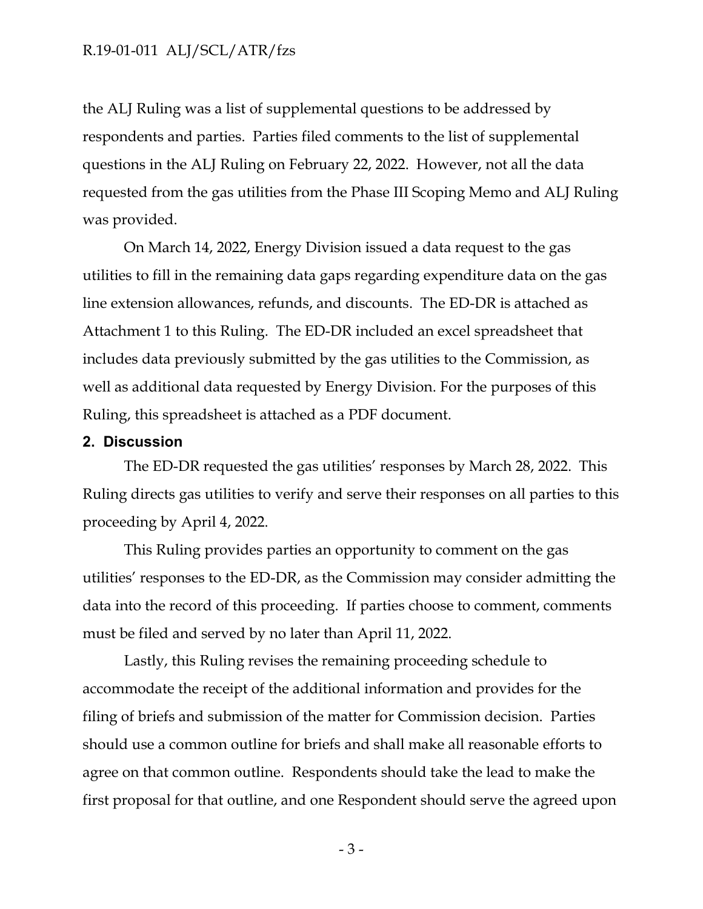the ALJ Ruling was a list of supplemental questions to be addressed by respondents and parties. Parties filed comments to the list of supplemental questions in the ALJ Ruling on February 22, 2022. However, not all the data requested from the gas utilities from the Phase III Scoping Memo and ALJ Ruling was provided.

On March 14, 2022, Energy Division issued a data request to the gas utilities to fill in the remaining data gaps regarding expenditure data on the gas line extension allowances, refunds, and discounts. The ED-DR is attached as Attachment 1 to this Ruling. The ED-DR included an excel spreadsheet that includes data previously submitted by the gas utilities to the Commission, as well as additional data requested by Energy Division. For the purposes of this Ruling, this spreadsheet is attached as a PDF document.

## 2. Discussion

The ED-DR requested the gas utilities' responses by March 28, 2022. This Ruling directs gas utilities to verify and serve their responses on all parties to this proceeding by April 4, 2022.

This Ruling provides parties an opportunity to comment on the gas utilities' responses to the ED-DR, as the Commission may consider admitting the data into the record of this proceeding. If parties choose to comment, comments must be filed and served by no later than April 11, 2022.

Lastly, this Ruling revises the remaining proceeding schedule to accommodate the receipt of the additional information and provides for the filing of briefs and submission of the matter for Commission decision. Parties should use a common outline for briefs and shall make all reasonable efforts to agree on that common outline. Respondents should take the lead to make the first proposal for that outline, and one Respondent should serve the agreed upon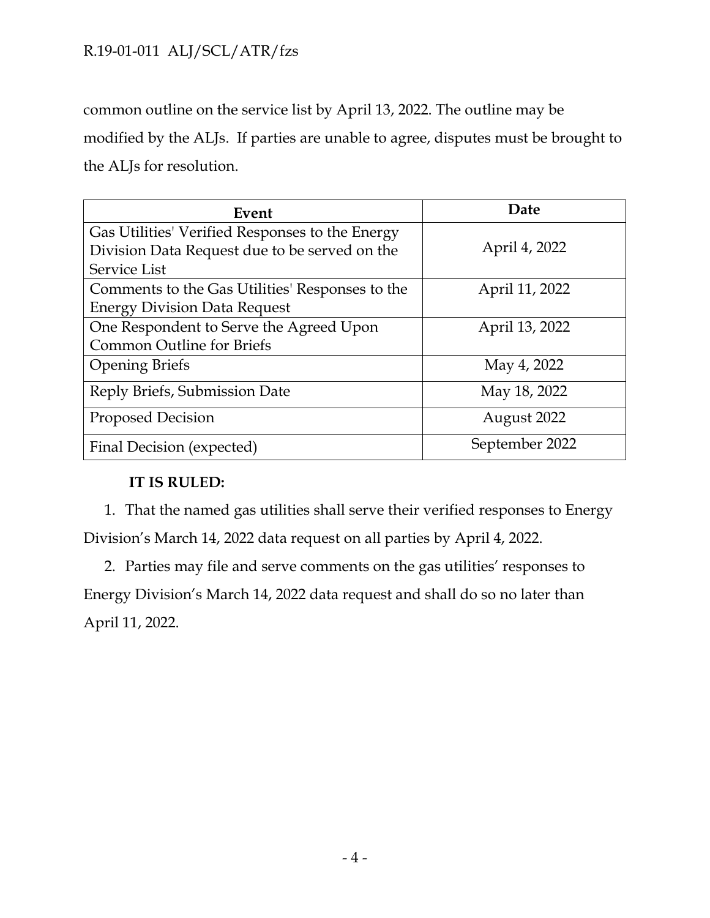common outline on the service list by April 13, 2022. The outline may be modified by the ALJs. If parties are unable to agree, disputes must be brought to the ALJs for resolution.

| Event | Date |
|---|---|
| Gas Utilities' Verified Responses to the Energy Division Data Request due to be served on the Service List | April 4, 2022 |
| Comments to the Gas Utilities' Responses to the Energy Division Data Request | April 11, 2022 |
| One Respondent to Serve the Agreed Upon Common Outline for Briefs | April 13, 2022 |
| Opening Briefs | May 4, 2022 |
| Reply Briefs, Submission Date | May 18, 2022 |
| Proposed Decision | August 2022 |
| Final Decision (expected) | September 2022 |

**IT IS RULED:**

1. That the named gas utilities shall serve their verified responses to Energy Division's March 14, 2022 data request on all parties by April 4, 2022.

2. Parties may file and serve comments on the gas utilities' responses to Energy Division's March 14, 2022 data request and shall do so no later than April 11, 2022.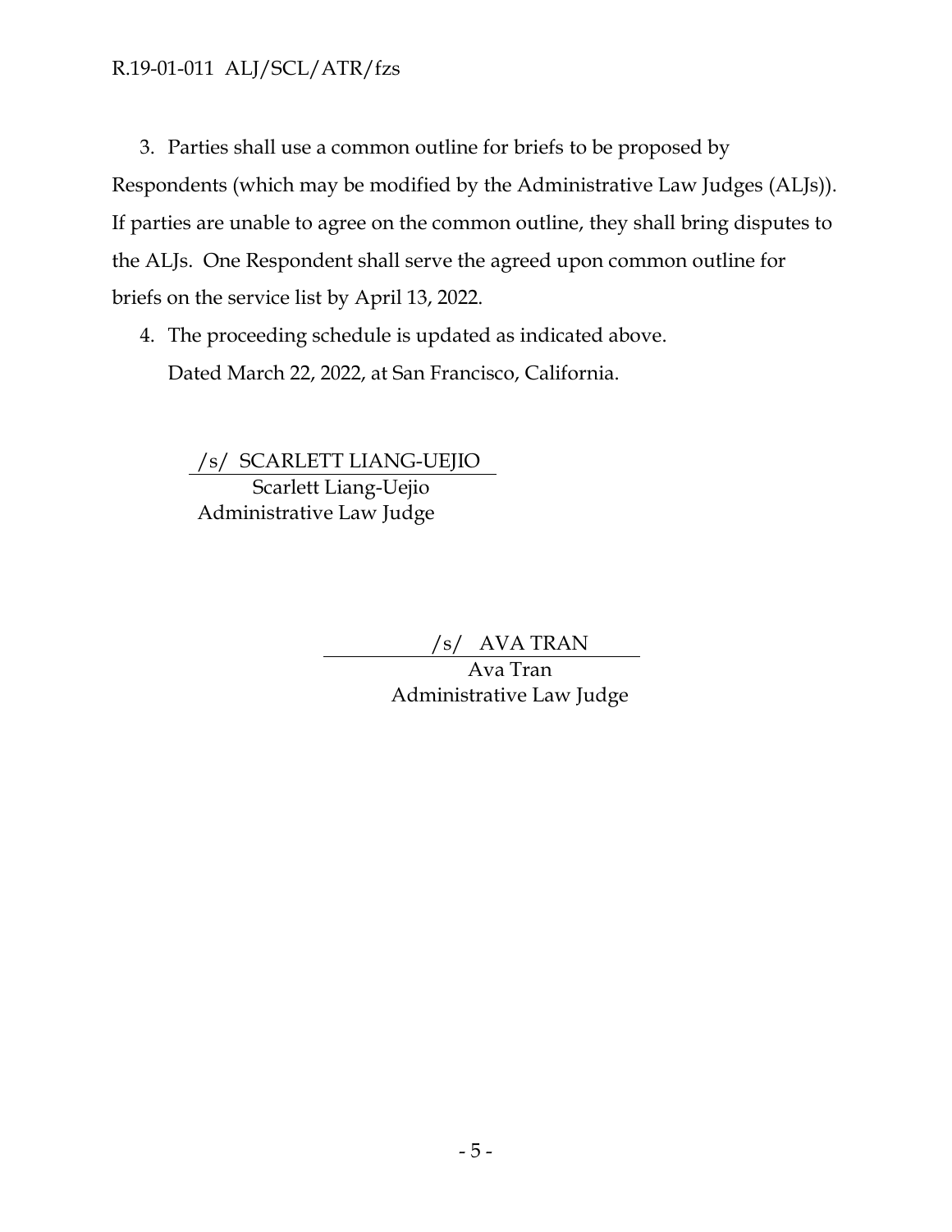3. Parties shall use a common outline for briefs to be proposed by Respondents (which may be modified by the Administrative Law Judges (ALJs)). If parties are unable to agree on the common outline, they shall bring disputes to the ALJs. One Respondent shall serve the agreed upon common outline for briefs on the service list by April 13, 2022.

4. The proceeding schedule is updated as indicated above.

Dated March 22, 2022, at San Francisco, California.

/s/ SCARLETT LIANG-UEJIO
Scarlett Liang-Uejio
Administrative Law Judge

/s/ AVA TRAN
Ava Tran
Administrative Law Judge